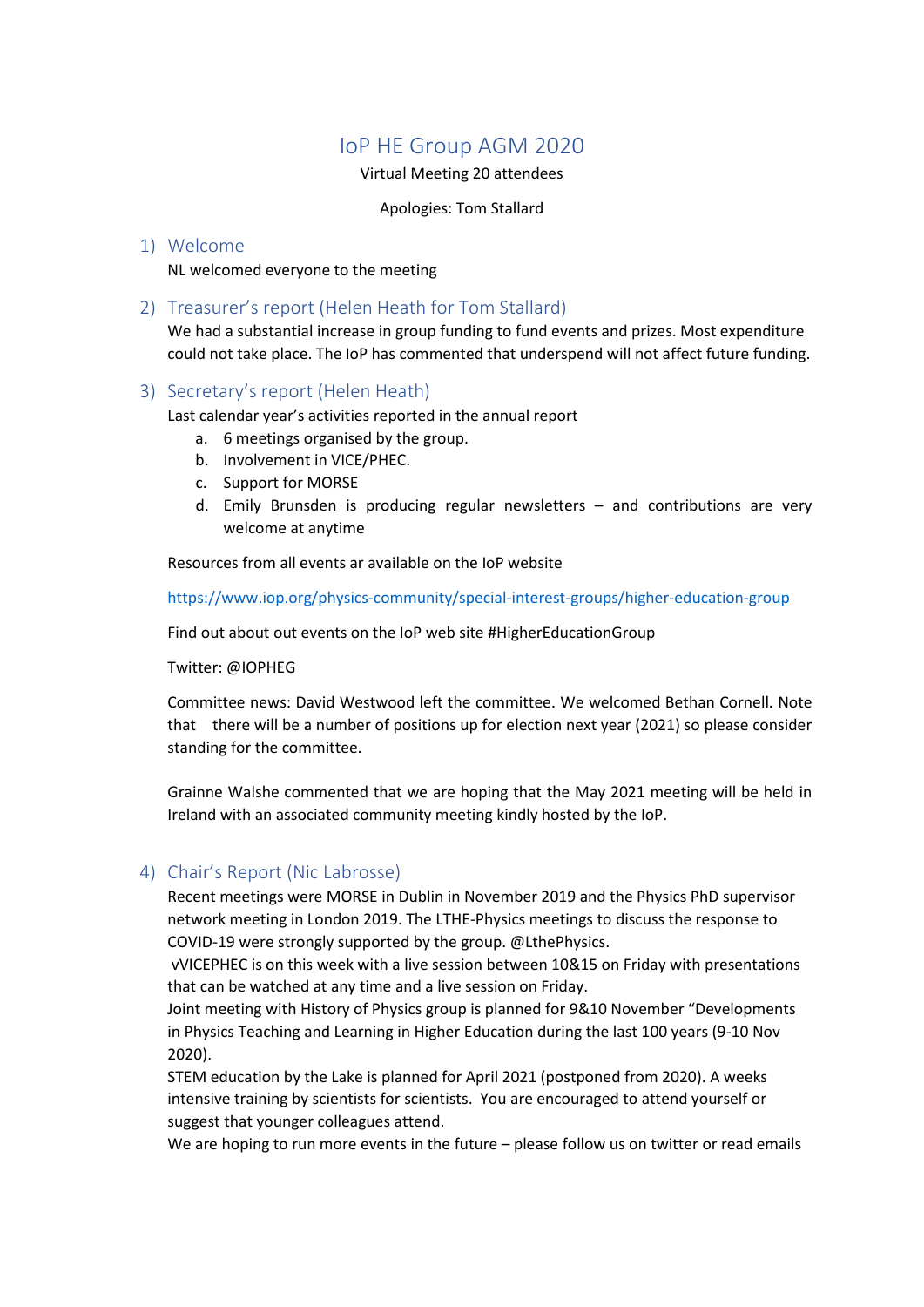# IoP HE Group AGM 2020

Virtual Meeting 20 attendees

Apologies: Tom Stallard

## 1) Welcome

NL welcomed everyone to the meeting

## 2) Treasurer's report (Helen Heath for Tom Stallard)

We had a substantial increase in group funding to fund events and prizes. Most expenditure could not take place. The IoP has commented that underspend will not affect future funding.

## 3) Secretary's report (Helen Heath)

Last calendar year's activities reported in the annual report

a. 6 meetings organised by the group.
b. Involvement in VICE/PHEC.
c. Support for MORSE
d. Emily Brunsden is producing regular newsletters – and contributions are very welcome at anytime

Resources from all events ar available on the IoP website

https://www.iop.org/physics-community/special-interest-groups/higher-education-group

Find out about out events on the IoP web site #HigherEducationGroup

Twitter: @IOPHEG

Committee news: David Westwood left the committee. We welcomed Bethan Cornell. Note that there will be a number of positions up for election next year (2021) so please consider standing for the committee.

Grainne Walshe commented that we are hoping that the May 2021 meeting will be held in Ireland with an associated community meeting kindly hosted by the IoP.

## 4) Chair's Report (Nic Labrosse)

Recent meetings were MORSE in Dublin in November 2019 and the Physics PhD supervisor network meeting in London 2019. The LTHE-Physics meetings to discuss the response to COVID-19 were strongly supported by the group. @LthePhysics.

vVICEPHEC is on this week with a live session between 10&15 on Friday with presentations that can be watched at any time and a live session on Friday.

Joint meeting with History of Physics group is planned for 9&10 November "Developments in Physics Teaching and Learning in Higher Education during the last 100 years (9-10 Nov 2020).

STEM education by the Lake is planned for April 2021 (postponed from 2020). A weeks intensive training by scientists for scientists. You are encouraged to attend yourself or suggest that younger colleagues attend.

We are hoping to run more events in the future – please follow us on twitter or read emails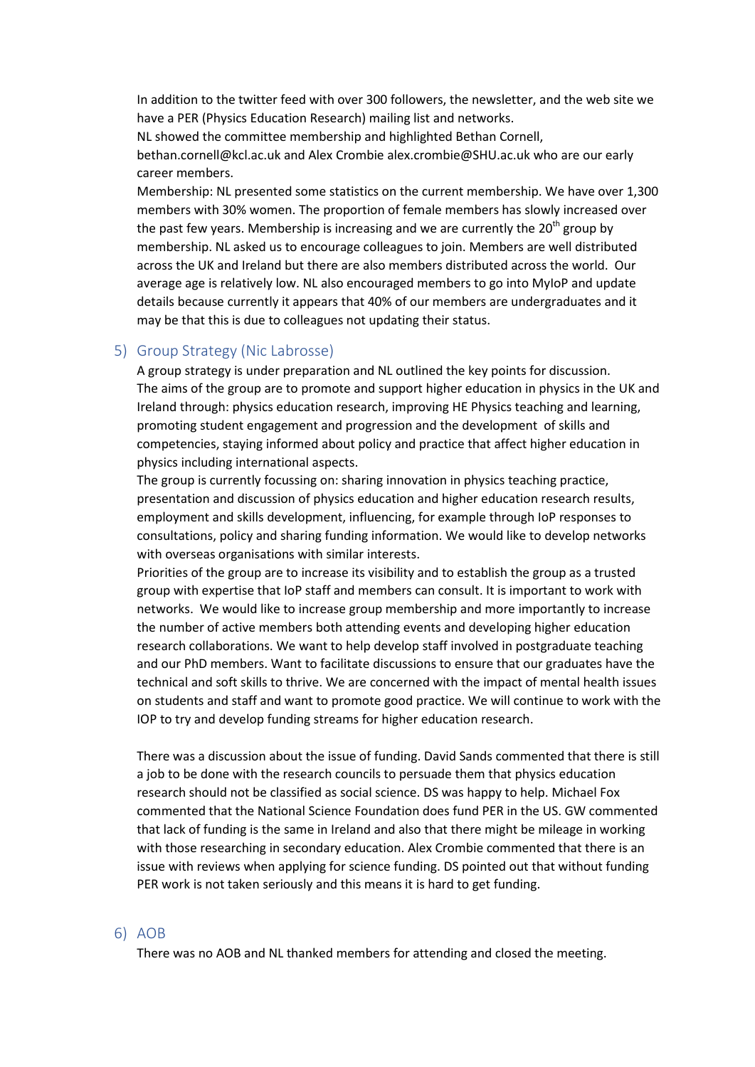In addition to the twitter feed with over 300 followers, the newsletter, and the web site we have a PER (Physics Education Research) mailing list and networks.

NL showed the committee membership and highlighted Bethan Cornell, bethan.cornell@kcl.ac.uk and Alex Crombie alex.crombie@SHU.ac.uk who are our early career members.

Membership: NL presented some statistics on the current membership. We have over 1,300 members with 30% women. The proportion of female members has slowly increased over the past few years. Membership is increasing and we are currently the 20th group by membership. NL asked us to encourage colleagues to join. Members are well distributed across the UK and Ireland but there are also members distributed across the world. Our average age is relatively low. NL also encouraged members to go into MyIoP and update details because currently it appears that 40% of our members are undergraduates and it may be that this is due to colleagues not updating their status.

## 5) Group Strategy (Nic Labrosse)

A group strategy is under preparation and NL outlined the key points for discussion.

The aims of the group are to promote and support higher education in physics in the UK and Ireland through: physics education research, improving HE Physics teaching and learning, promoting student engagement and progression and the development of skills and competencies, staying informed about policy and practice that affect higher education in physics including international aspects.

The group is currently focussing on: sharing innovation in physics teaching practice, presentation and discussion of physics education and higher education research results, employment and skills development, influencing, for example through IoP responses to consultations, policy and sharing funding information. We would like to develop networks with overseas organisations with similar interests.

Priorities of the group are to increase its visibility and to establish the group as a trusted group with expertise that IoP staff and members can consult. It is important to work with networks. We would like to increase group membership and more importantly to increase the number of active members both attending events and developing higher education research collaborations. We want to help develop staff involved in postgraduate teaching and our PhD members. Want to facilitate discussions to ensure that our graduates have the technical and soft skills to thrive. We are concerned with the impact of mental health issues on students and staff and want to promote good practice. We will continue to work with the IOP to try and develop funding streams for higher education research.

There was a discussion about the issue of funding. David Sands commented that there is still a job to be done with the research councils to persuade them that physics education research should not be classified as social science. DS was happy to help. Michael Fox commented that the National Science Foundation does fund PER in the US. GW commented that lack of funding is the same in Ireland and also that there might be mileage in working with those researching in secondary education. Alex Crombie commented that there is an issue with reviews when applying for science funding. DS pointed out that without funding PER work is not taken seriously and this means it is hard to get funding.

## 6) AOB

There was no AOB and NL thanked members for attending and closed the meeting.